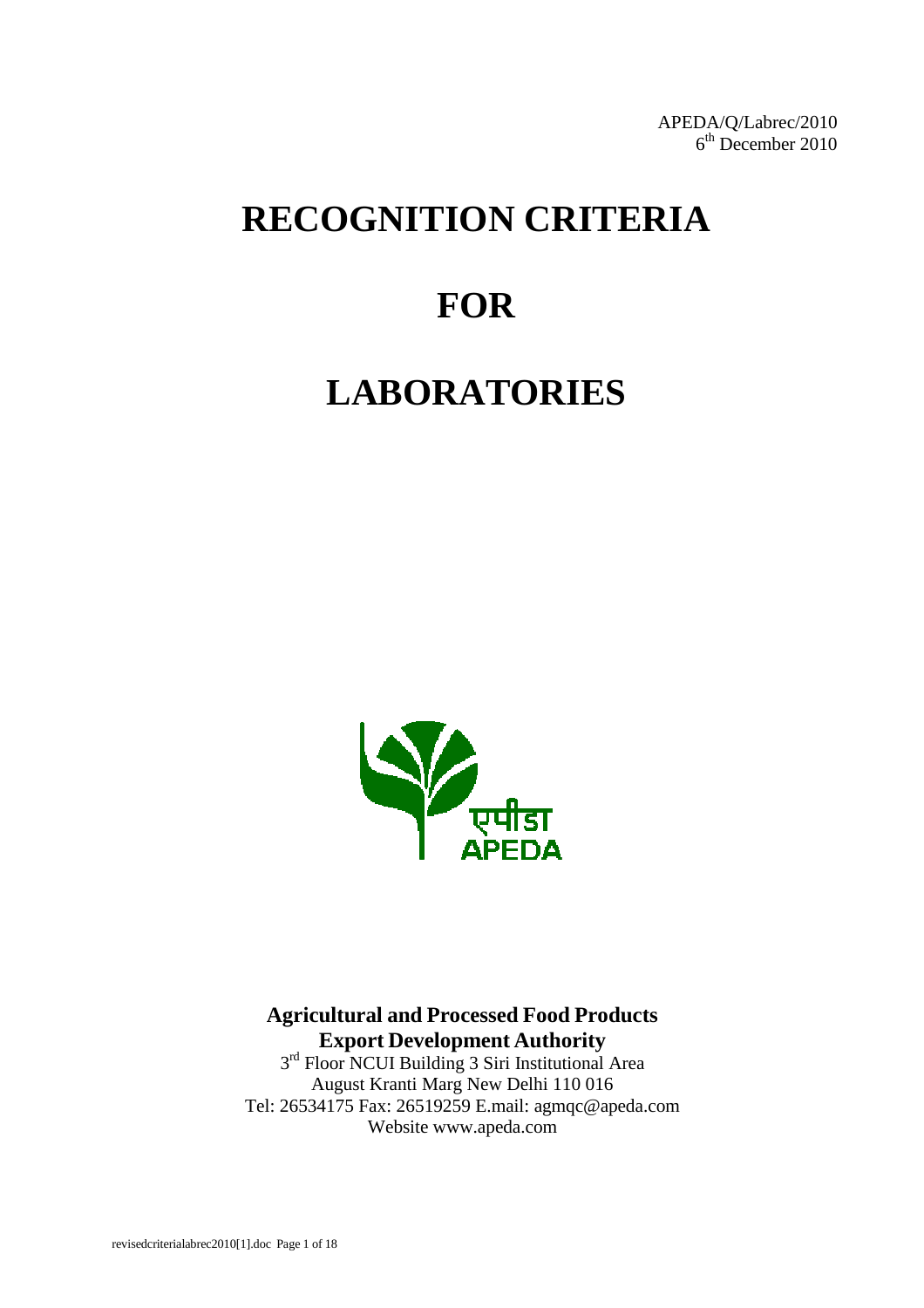APEDA/Q/Labrec/2010
6th December 2010

# RECOGNITION CRITERIA

# FOR

# LABORATORIES

एपीडा
APEDA

**Agricultural and Processed Food Products Export Development Authority**
3rd Floor NCUI Building 3 Siri Institutional Area
August Kranti Marg New Delhi 110 016
Tel: 26534175 Fax: 26519259 E.mail: agmqc@apeda.com
Website www.apeda.com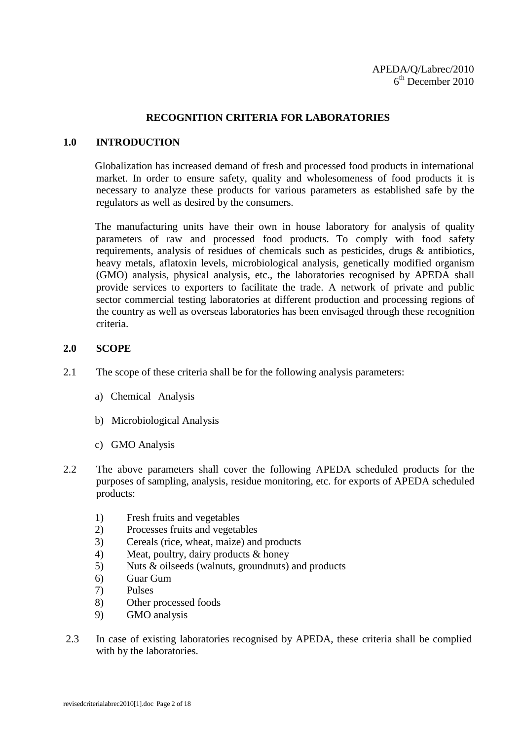APEDA/Q/Labrec/2010
6th December 2010

# RECOGNITION CRITERIA FOR LABORATORIES

## 1.0 INTRODUCTION

Globalization has increased demand of fresh and processed food products in international market. In order to ensure safety, quality and wholesomeness of food products it is necessary to analyze these products for various parameters as established safe by the regulators as well as desired by the consumers.

The manufacturing units have their own in house laboratory for analysis of quality parameters of raw and processed food products. To comply with food safety requirements, analysis of residues of chemicals such as pesticides, drugs & antibiotics, heavy metals, aflatoxin levels, microbiological analysis, genetically modified organism (GMO) analysis, physical analysis, etc., the laboratories recognised by APEDA shall provide services to exporters to facilitate the trade. A network of private and public sector commercial testing laboratories at different production and processing regions of the country as well as overseas laboratories has been envisaged through these recognition criteria.

## 2.0 SCOPE

2.1 The scope of these criteria shall be for the following analysis parameters:

a) Chemical Analysis

b) Microbiological Analysis

c) GMO Analysis

2.2 The above parameters shall cover the following APEDA scheduled products for the purposes of sampling, analysis, residue monitoring, etc. for exports of APEDA scheduled products:

1) Fresh fruits and vegetables
2) Processes fruits and vegetables
3) Cereals (rice, wheat, maize) and products
4) Meat, poultry, dairy products & honey
5) Nuts & oilseeds (walnuts, groundnuts) and products
6) Guar Gum
7) Pulses
8) Other processed foods
9) GMO analysis

2.3 In case of existing laboratories recognised by APEDA, these criteria shall be complied with by the laboratories.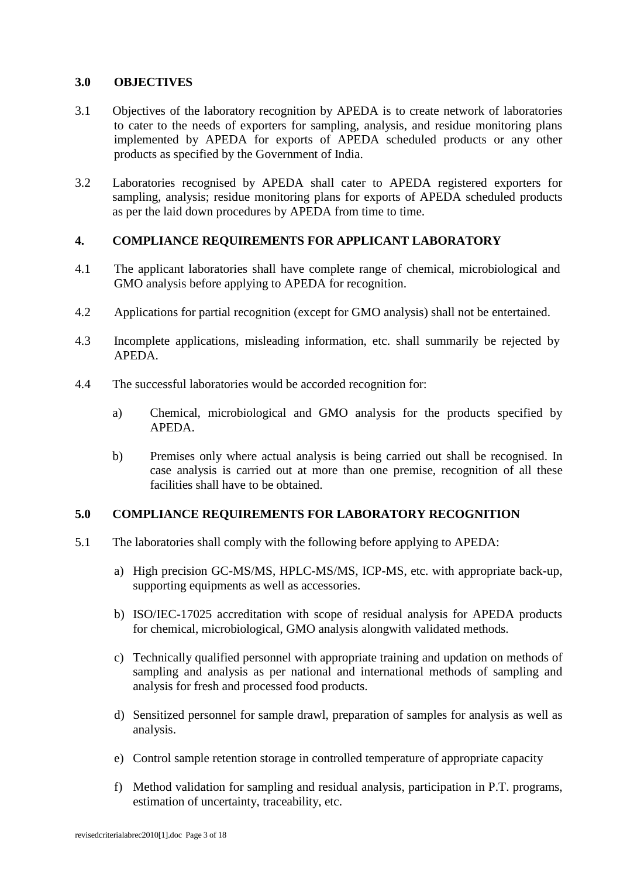## 3.0 OBJECTIVES

3.1 Objectives of the laboratory recognition by APEDA is to create network of laboratories to cater to the needs of exporters for sampling, analysis, and residue monitoring plans implemented by APEDA for exports of APEDA scheduled products or any other products as specified by the Government of India.

3.2 Laboratories recognised by APEDA shall cater to APEDA registered exporters for sampling, analysis; residue monitoring plans for exports of APEDA scheduled products as per the laid down procedures by APEDA from time to time.

## 4. COMPLIANCE REQUIREMENTS FOR APPLICANT LABORATORY

4.1 The applicant laboratories shall have complete range of chemical, microbiological and GMO analysis before applying to APEDA for recognition.

4.2 Applications for partial recognition (except for GMO analysis) shall not be entertained.

4.3 Incomplete applications, misleading information, etc. shall summarily be rejected by APEDA.

4.4 The successful laboratories would be accorded recognition for:

a) Chemical, microbiological and GMO analysis for the products specified by APEDA.

b) Premises only where actual analysis is being carried out shall be recognised. In case analysis is carried out at more than one premise, recognition of all these facilities shall have to be obtained.

## 5.0 COMPLIANCE REQUIREMENTS FOR LABORATORY RECOGNITION

5.1 The laboratories shall comply with the following before applying to APEDA:

a) High precision GC-MS/MS, HPLC-MS/MS, ICP-MS, etc. with appropriate back-up, supporting equipments as well as accessories.

b) ISO/IEC-17025 accreditation with scope of residual analysis for APEDA products for chemical, microbiological, GMO analysis alongwith validated methods.

c) Technically qualified personnel with appropriate training and updation on methods of sampling and analysis as per national and international methods of sampling and analysis for fresh and processed food products.

d) Sensitized personnel for sample drawl, preparation of samples for analysis as well as analysis.

e) Control sample retention storage in controlled temperature of appropriate capacity

f) Method validation for sampling and residual analysis, participation in P.T. programs, estimation of uncertainty, traceability, etc.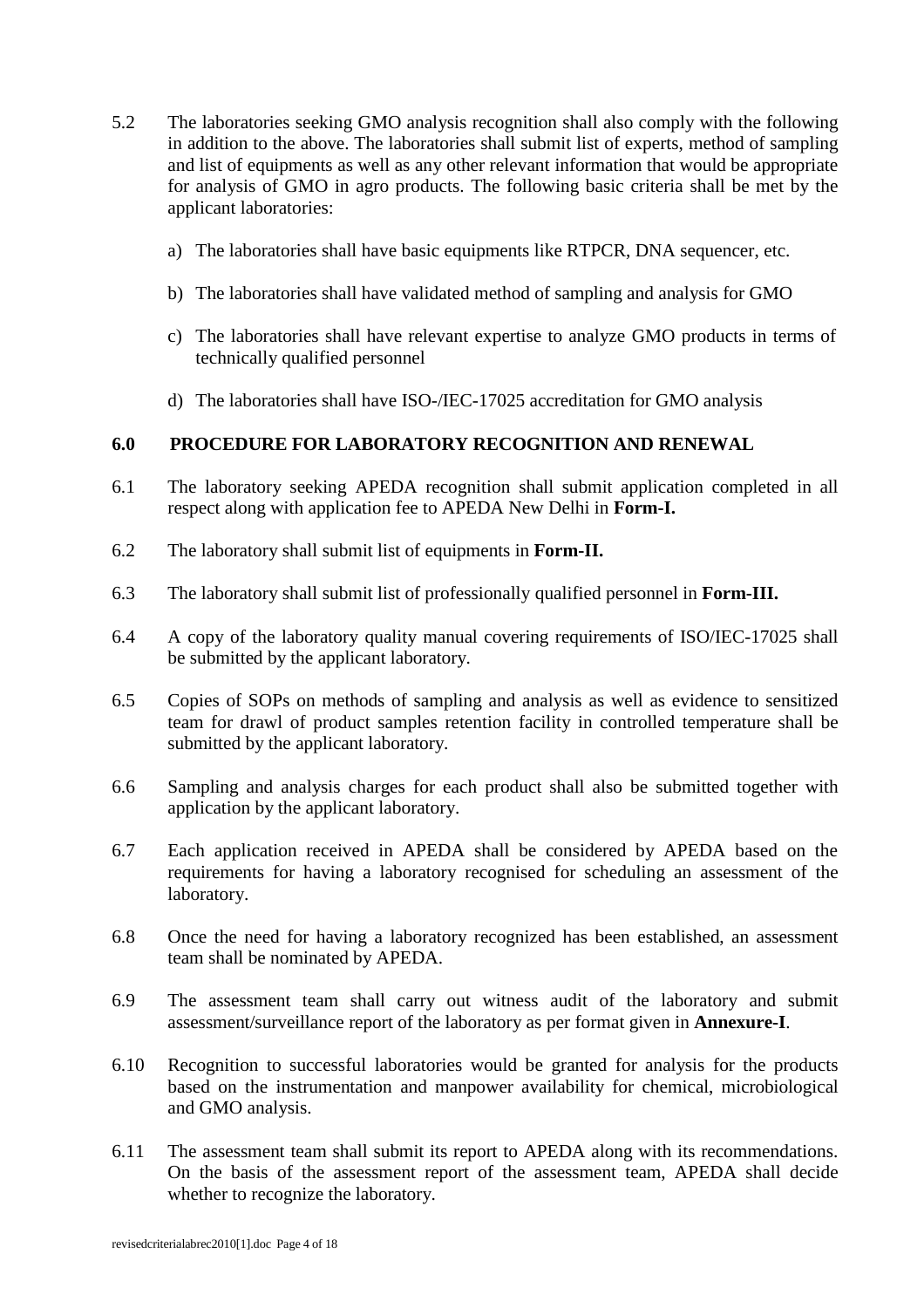5.2 The laboratories seeking GMO analysis recognition shall also comply with the following in addition to the above. The laboratories shall submit list of experts, method of sampling and list of equipments as well as any other relevant information that would be appropriate for analysis of GMO in agro products. The following basic criteria shall be met by the applicant laboratories:

a) The laboratories shall have basic equipments like RTPCR, DNA sequencer, etc.

b) The laboratories shall have validated method of sampling and analysis for GMO

c) The laboratories shall have relevant expertise to analyze GMO products in terms of technically qualified personnel

d) The laboratories shall have ISO-/IEC-17025 accreditation for GMO analysis

## 6.0 PROCEDURE FOR LABORATORY RECOGNITION AND RENEWAL

6.1 The laboratory seeking APEDA recognition shall submit application completed in all respect along with application fee to APEDA New Delhi in **Form-I.**

6.2 The laboratory shall submit list of equipments in **Form-II.**

6.3 The laboratory shall submit list of professionally qualified personnel in **Form-III.**

6.4 A copy of the laboratory quality manual covering requirements of ISO/IEC-17025 shall be submitted by the applicant laboratory.

6.5 Copies of SOPs on methods of sampling and analysis as well as evidence to sensitized team for drawl of product samples retention facility in controlled temperature shall be submitted by the applicant laboratory.

6.6 Sampling and analysis charges for each product shall also be submitted together with application by the applicant laboratory.

6.7 Each application received in APEDA shall be considered by APEDA based on the requirements for having a laboratory recognised for scheduling an assessment of the laboratory.

6.8 Once the need for having a laboratory recognized has been established, an assessment team shall be nominated by APEDA.

6.9 The assessment team shall carry out witness audit of the laboratory and submit assessment/surveillance report of the laboratory as per format given in **Annexure-I**.

6.10 Recognition to successful laboratories would be granted for analysis for the products based on the instrumentation and manpower availability for chemical, microbiological and GMO analysis.

6.11 The assessment team shall submit its report to APEDA along with its recommendations. On the basis of the assessment report of the assessment team, APEDA shall decide whether to recognize the laboratory.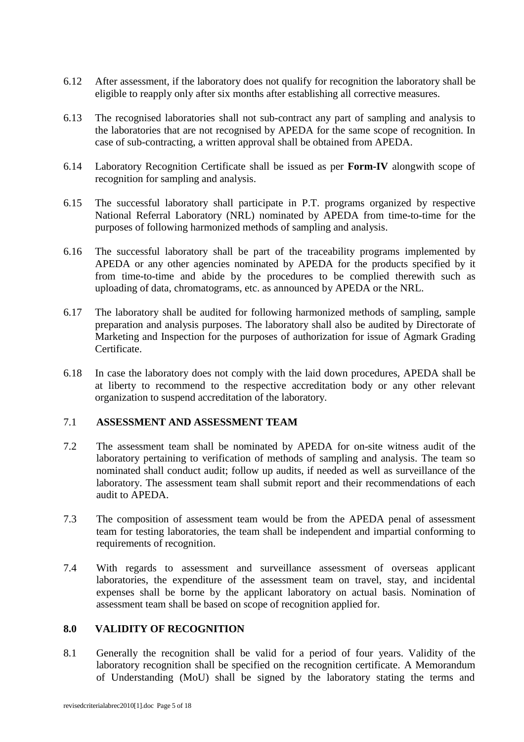6.12 After assessment, if the laboratory does not qualify for recognition the laboratory shall be eligible to reapply only after six months after establishing all corrective measures.

6.13 The recognised laboratories shall not sub-contract any part of sampling and analysis to the laboratories that are not recognised by APEDA for the same scope of recognition. In case of sub-contracting, a written approval shall be obtained from APEDA.

6.14 Laboratory Recognition Certificate shall be issued as per **Form-IV** alongwith scope of recognition for sampling and analysis.

6.15 The successful laboratory shall participate in P.T. programs organized by respective National Referral Laboratory (NRL) nominated by APEDA from time-to-time for the purposes of following harmonized methods of sampling and analysis.

6.16 The successful laboratory shall be part of the traceability programs implemented by APEDA or any other agencies nominated by APEDA for the products specified by it from time-to-time and abide by the procedures to be complied therewith such as uploading of data, chromatograms, etc. as announced by APEDA or the NRL.

6.17 The laboratory shall be audited for following harmonized methods of sampling, sample preparation and analysis purposes. The laboratory shall also be audited by Directorate of Marketing and Inspection for the purposes of authorization for issue of Agmark Grading Certificate.

6.18 In case the laboratory does not comply with the laid down procedures, APEDA shall be at liberty to recommend to the respective accreditation body or any other relevant organization to suspend accreditation of the laboratory.

## 7.1 ASSESSMENT AND ASSESSMENT TEAM

7.2 The assessment team shall be nominated by APEDA for on-site witness audit of the laboratory pertaining to verification of methods of sampling and analysis. The team so nominated shall conduct audit; follow up audits, if needed as well as surveillance of the laboratory. The assessment team shall submit report and their recommendations of each audit to APEDA.

7.3 The composition of assessment team would be from the APEDA penal of assessment team for testing laboratories, the team shall be independent and impartial conforming to requirements of recognition.

7.4 With regards to assessment and surveillance assessment of overseas applicant laboratories, the expenditure of the assessment team on travel, stay, and incidental expenses shall be borne by the applicant laboratory on actual basis. Nomination of assessment team shall be based on scope of recognition applied for.

## 8.0 VALIDITY OF RECOGNITION

8.1 Generally the recognition shall be valid for a period of four years. Validity of the laboratory recognition shall be specified on the recognition certificate. A Memorandum of Understanding (MoU) shall be signed by the laboratory stating the terms and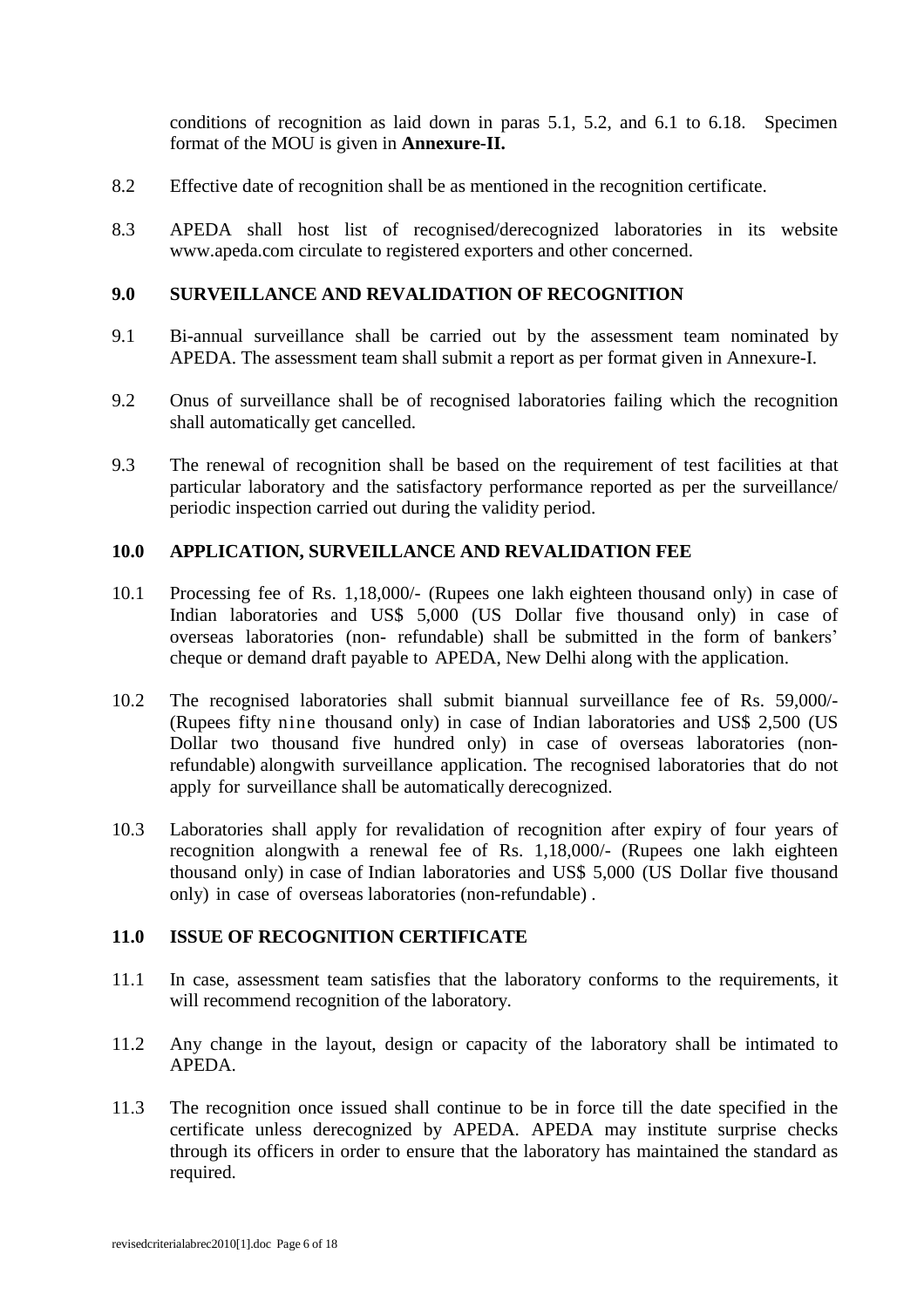conditions of recognition as laid down in paras 5.1, 5.2, and 6.1 to 6.18. Specimen format of the MOU is given in **Annexure-II.**

8.2 Effective date of recognition shall be as mentioned in the recognition certificate.

8.3 APEDA shall host list of recognised/derecognized laboratories in its website www.apeda.com circulate to registered exporters and other concerned.

## 9.0 SURVEILLANCE AND REVALIDATION OF RECOGNITION

9.1 Bi-annual surveillance shall be carried out by the assessment team nominated by APEDA. The assessment team shall submit a report as per format given in Annexure-I.

9.2 Onus of surveillance shall be of recognised laboratories failing which the recognition shall automatically get cancelled.

9.3 The renewal of recognition shall be based on the requirement of test facilities at that particular laboratory and the satisfactory performance reported as per the surveillance/ periodic inspection carried out during the validity period.

## 10.0 APPLICATION, SURVEILLANCE AND REVALIDATION FEE

10.1 Processing fee of Rs. 1,18,000/- (Rupees one lakh eighteen thousand only) in case of Indian laboratories and US$ 5,000 (US Dollar five thousand only) in case of overseas laboratories (non- refundable) shall be submitted in the form of bankers' cheque or demand draft payable to APEDA, New Delhi along with the application.

10.2 The recognised laboratories shall submit biannual surveillance fee of Rs. 59,000/- (Rupees fifty nine thousand only) in case of Indian laboratories and US$ 2,500 (US Dollar two thousand five hundred only) in case of overseas laboratories (non-refundable) alongwith surveillance application. The recognised laboratories that do not apply for surveillance shall be automatically derecognized.

10.3 Laboratories shall apply for revalidation of recognition after expiry of four years of recognition alongwith a renewal fee of Rs. 1,18,000/- (Rupees one lakh eighteen thousand only) in case of Indian laboratories and US$ 5,000 (US Dollar five thousand only) in case of overseas laboratories (non-refundable) .

## 11.0 ISSUE OF RECOGNITION CERTIFICATE

11.1 In case, assessment team satisfies that the laboratory conforms to the requirements, it will recommend recognition of the laboratory.

11.2 Any change in the layout, design or capacity of the laboratory shall be intimated to APEDA.

11.3 The recognition once issued shall continue to be in force till the date specified in the certificate unless derecognized by APEDA. APEDA may institute surprise checks through its officers in order to ensure that the laboratory has maintained the standard as required.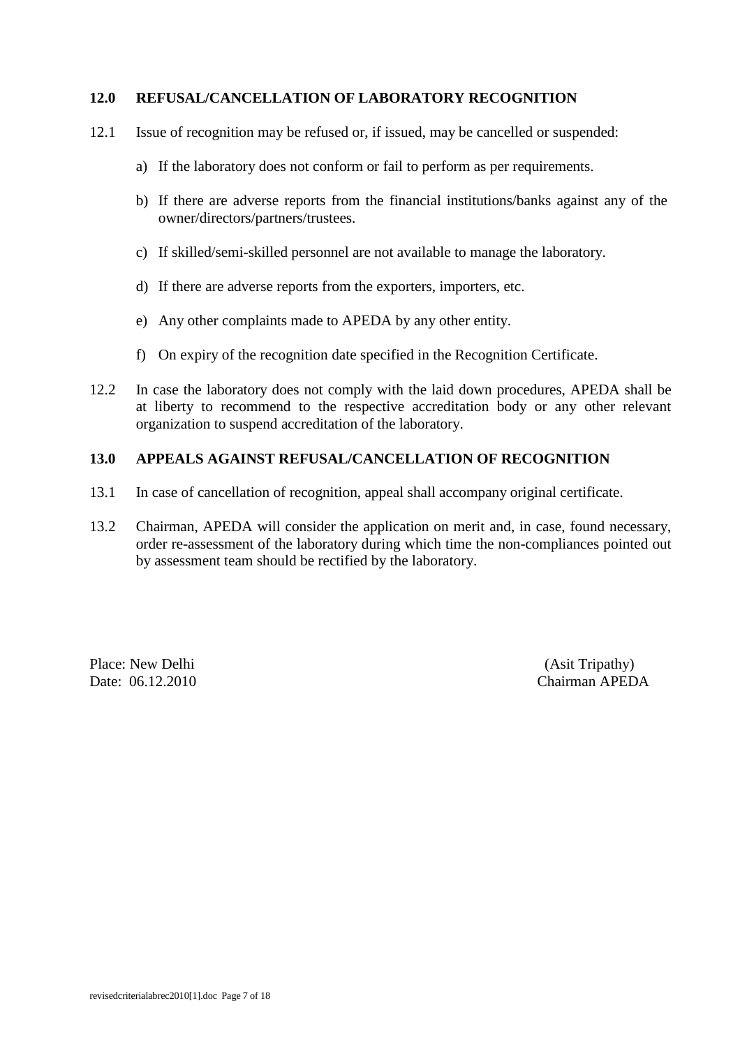## 12.0 REFUSAL/CANCELLATION OF LABORATORY RECOGNITION

12.1 Issue of recognition may be refused or, if issued, may be cancelled or suspended:

a) If the laboratory does not conform or fail to perform as per requirements.

b) If there are adverse reports from the financial institutions/banks against any of the owner/directors/partners/trustees.

c) If skilled/semi-skilled personnel are not available to manage the laboratory.

d) If there are adverse reports from the exporters, importers, etc.

e) Any other complaints made to APEDA by any other entity.

f) On expiry of the recognition date specified in the Recognition Certificate.

12.2 In case the laboratory does not comply with the laid down procedures, APEDA shall be at liberty to recommend to the respective accreditation body or any other relevant organization to suspend accreditation of the laboratory.

## 13.0 APPEALS AGAINST REFUSAL/CANCELLATION OF RECOGNITION

13.1 In case of cancellation of recognition, appeal shall accompany original certificate.

13.2 Chairman, APEDA will consider the application on merit and, in case, found necessary, order re-assessment of the laboratory during which time the non-compliances pointed out by assessment team should be rectified by the laboratory.

Place: New Delhi
Date: 06.12.2010

(Asit Tripathy)
Chairman APEDA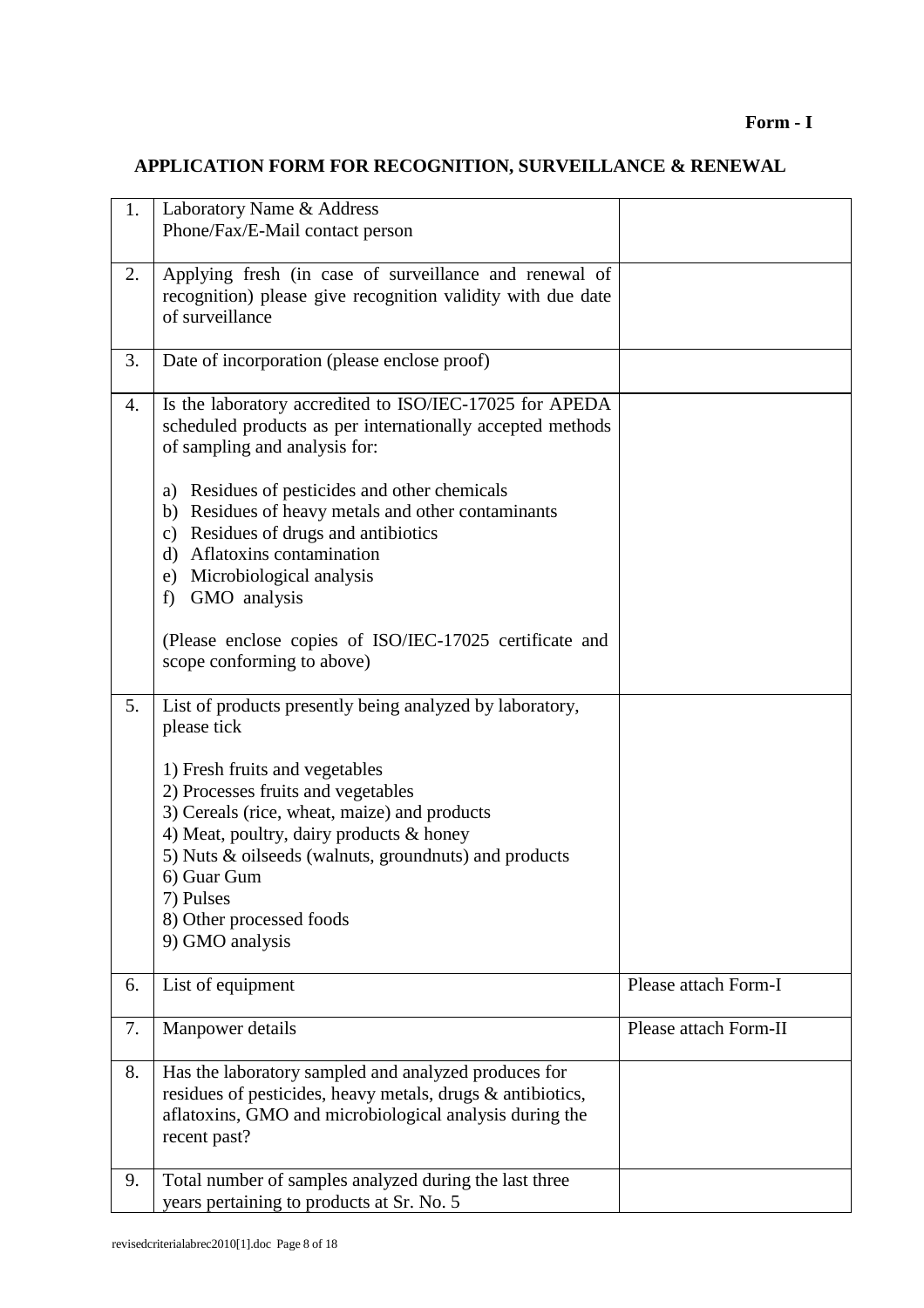**Form - I**

## APPLICATION FORM FOR RECOGNITION, SURVEILLANCE & RENEWAL

| | | |
|---|---|---|
| 1. | Laboratory Name & Address<br>Phone/Fax/E-Mail contact person | |
| 2. | Applying fresh (in case of surveillance and renewal of recognition) please give recognition validity with due date of surveillance | |
| 3. | Date of incorporation (please enclose proof) | |
| 4. | Is the laboratory accredited to ISO/IEC-17025 for APEDA scheduled products as per internationally accepted methods of sampling and analysis for:<br><br>a) Residues of pesticides and other chemicals<br>b) Residues of heavy metals and other contaminants<br>c) Residues of drugs and antibiotics<br>d) Aflatoxins contamination<br>e) Microbiological analysis<br>f) GMO analysis<br><br>(Please enclose copies of ISO/IEC-17025 certificate and scope conforming to above) | |
| 5. | List of products presently being analyzed by laboratory, please tick<br><br>1) Fresh fruits and vegetables<br>2) Processes fruits and vegetables<br>3) Cereals (rice, wheat, maize) and products<br>4) Meat, poultry, dairy products & honey<br>5) Nuts & oilseeds (walnuts, groundnuts) and products<br>6) Guar Gum<br>7) Pulses<br>8) Other processed foods<br>9) GMO analysis | |
| 6. | List of equipment | Please attach Form-I |
| 7. | Manpower details | Please attach Form-II |
| 8. | Has the laboratory sampled and analyzed produces for residues of pesticides, heavy metals, drugs & antibiotics, aflatoxins, GMO and microbiological analysis during the recent past? | |
| 9. | Total number of samples analyzed during the last three years pertaining to products at Sr. No. 5 | |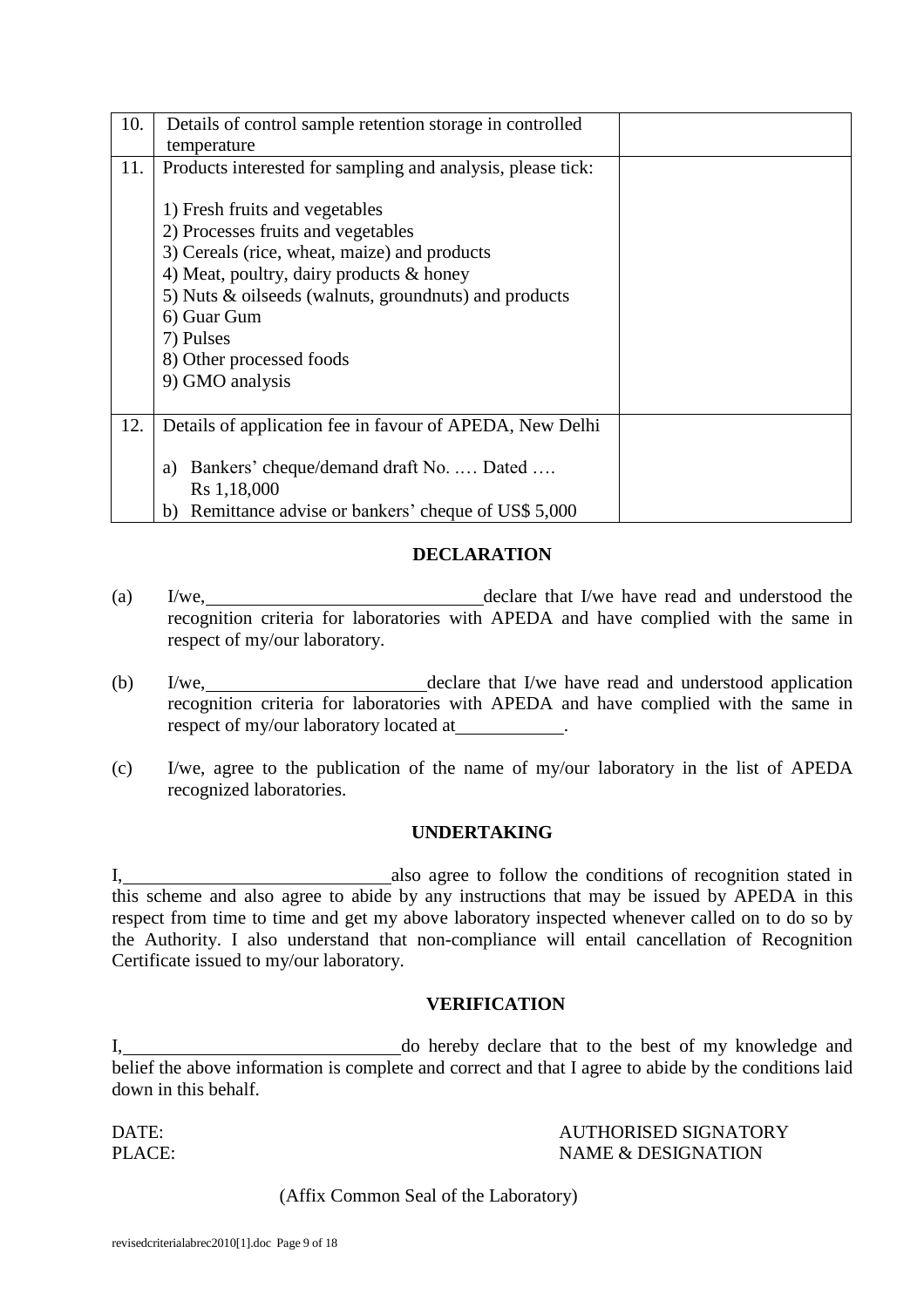| 10. | Details of control sample retention storage in controlled temperature | |
|---|---|---|
| 11. | Products interested for sampling and analysis, please tick:<br><br>1) Fresh fruits and vegetables<br>2) Processes fruits and vegetables<br>3) Cereals (rice, wheat, maize) and products<br>4) Meat, poultry, dairy products & honey<br>5) Nuts & oilseeds (walnuts, groundnuts) and products<br>6) Guar Gum<br>7) Pulses<br>8) Other processed foods<br>9) GMO analysis | |
| 12. | Details of application fee in favour of APEDA, New Delhi<br><br>a) Bankers' cheque/demand draft No. .… Dated ….<br>Rs 1,18,000<br>b) Remittance advise or bankers' cheque of US$ 5,000 | |

## DECLARATION

(a) I/we, \_\_\_\_\_\_\_\_\_\_\_\_\_\_\_\_\_\_\_\_\_\_\_\_\_\_\_\_ declare that I/we have read and understood the recognition criteria for laboratories with APEDA and have complied with the same in respect of my/our laboratory.

(b) I/we, \_\_\_\_\_\_\_\_\_\_\_\_\_\_\_\_\_\_\_\_\_\_\_\_ declare that I/we have read and understood application recognition criteria for laboratories with APEDA and have complied with the same in respect of my/our laboratory located at \_\_\_\_\_\_\_\_\_\_\_.

(c) I/we, agree to the publication of the name of my/our laboratory in the list of APEDA recognized laboratories.

## UNDERTAKING

I, \_\_\_\_\_\_\_\_\_\_\_\_\_\_\_\_\_\_\_\_\_\_\_\_\_\_\_\_ also agree to follow the conditions of recognition stated in this scheme and also agree to abide by any instructions that may be issued by APEDA in this respect from time to time and get my above laboratory inspected whenever called on to do so by the Authority. I also understand that non-compliance will entail cancellation of Recognition Certificate issued to my/our laboratory.

## VERIFICATION

I, \_\_\_\_\_\_\_\_\_\_\_\_\_\_\_\_\_\_\_\_\_\_\_\_\_\_\_\_\_ do hereby declare that to the best of my knowledge and belief the above information is complete and correct and that I agree to abide by the conditions laid down in this behalf.

DATE: AUTHORISED SIGNATORY
PLACE: NAME & DESIGNATION

(Affix Common Seal of the Laboratory)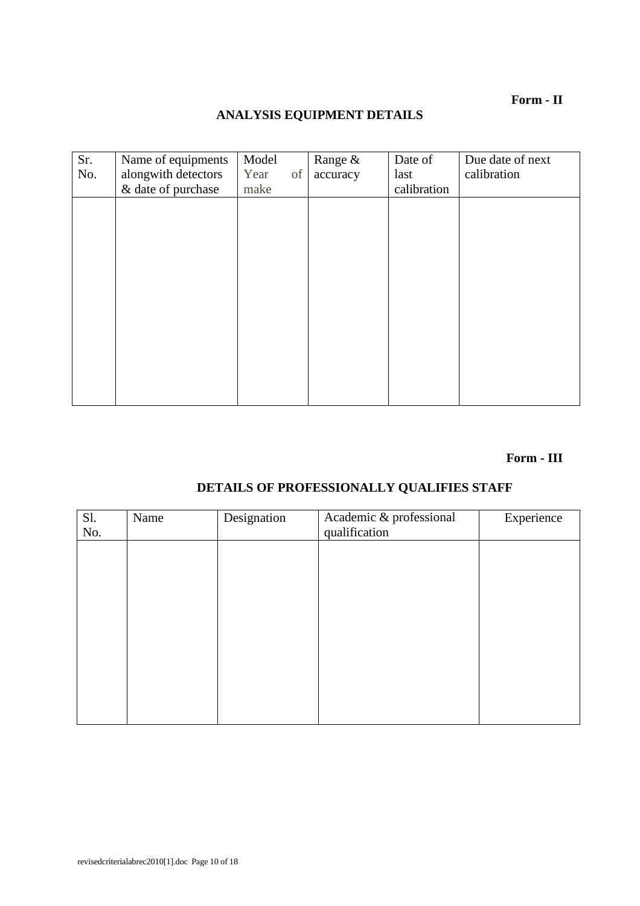**Form - II**

## ANALYSIS EQUIPMENT DETAILS

| Sr. No. | Name of equipments alongwith detectors & date of purchase | Model Year of make | Range & accuracy | Date of last calibration | Due date of next calibration |
|---|---|---|---|---|---|
| | | | | | |

**Form - III**

## DETAILS OF PROFESSIONALLY QUALIFIES STAFF

| Sl. No. | Name | Designation | Academic & professional qualification | Experience |
|---|---|---|---|---|
| | | | | |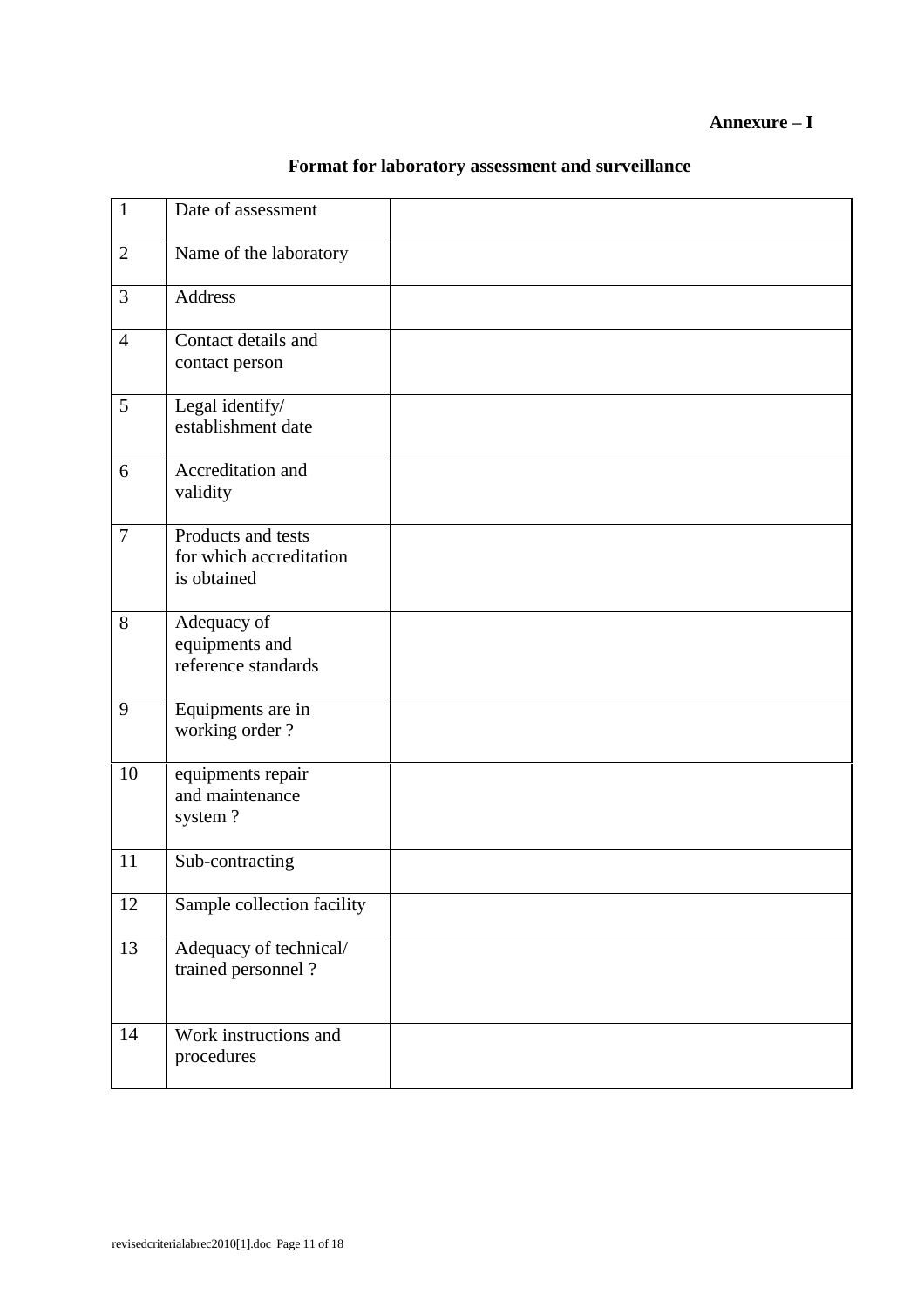**Annexure – I**

## Format for laboratory assessment and surveillance

| | | |
|---|---|---|
| 1 | Date of assessment | |
| 2 | Name of the laboratory | |
| 3 | Address | |
| 4 | Contact details and contact person | |
| 5 | Legal identify/ establishment date | |
| 6 | Accreditation and validity | |
| 7 | Products and tests for which accreditation is obtained | |
| 8 | Adequacy of equipments and reference standards | |
| 9 | Equipments are in working order ? | |
| 10 | equipments repair and maintenance system ? | |
| 11 | Sub-contracting | |
| 12 | Sample collection facility | |
| 13 | Adequacy of technical/ trained personnel ? | |
| 14 | Work instructions and procedures | |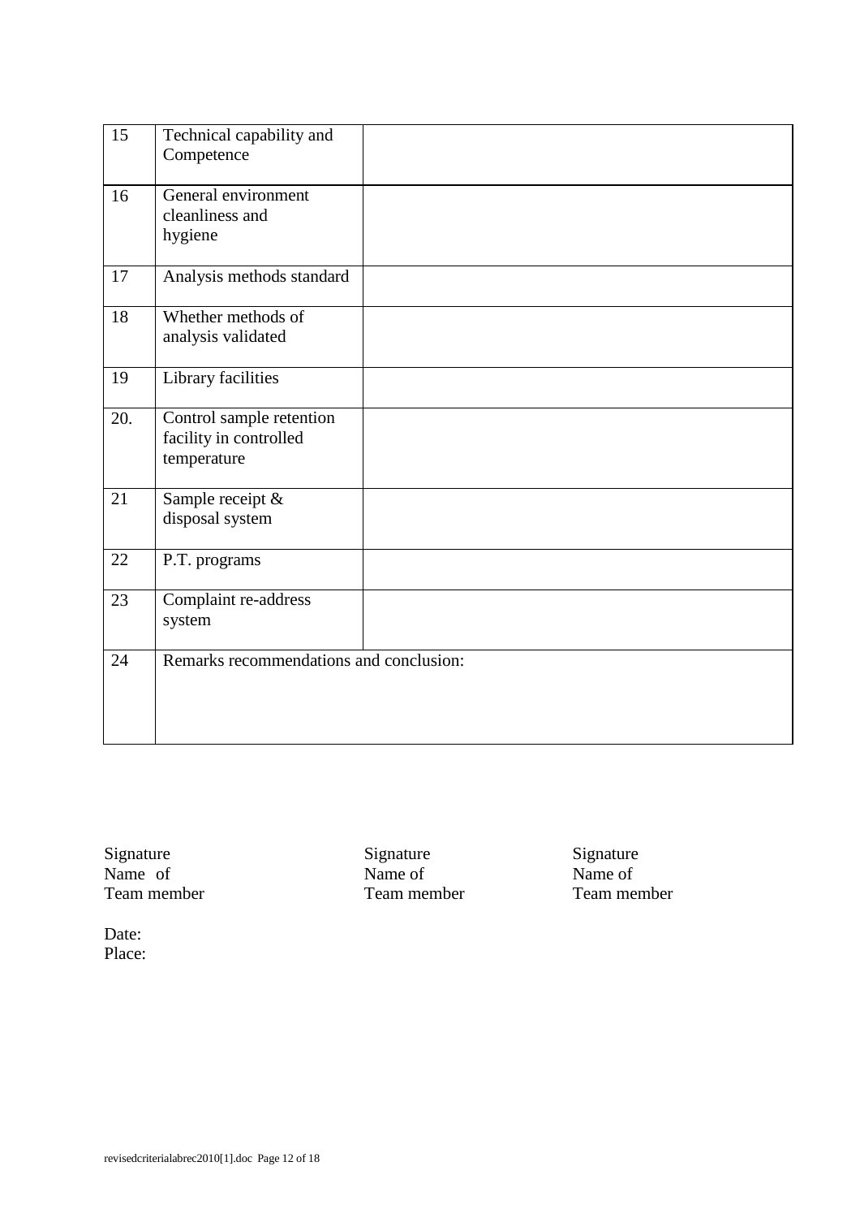| | | |
|---|---|---|
| 15 | Technical capability and Competence | |
| 16 | General environment cleanliness and hygiene | |
| 17 | Analysis methods standard | |
| 18 | Whether methods of analysis validated | |
| 19 | Library facilities | |
| 20. | Control sample retention facility in controlled temperature | |
| 21 | Sample receipt & disposal system | |
| 22 | P.T. programs | |
| 23 | Complaint re-address system | |
| 24 | Remarks recommendations and conclusion: | |

Signature
Name of
Team member

Signature
Name of
Team member

Signature
Name of
Team member

Date:
Place: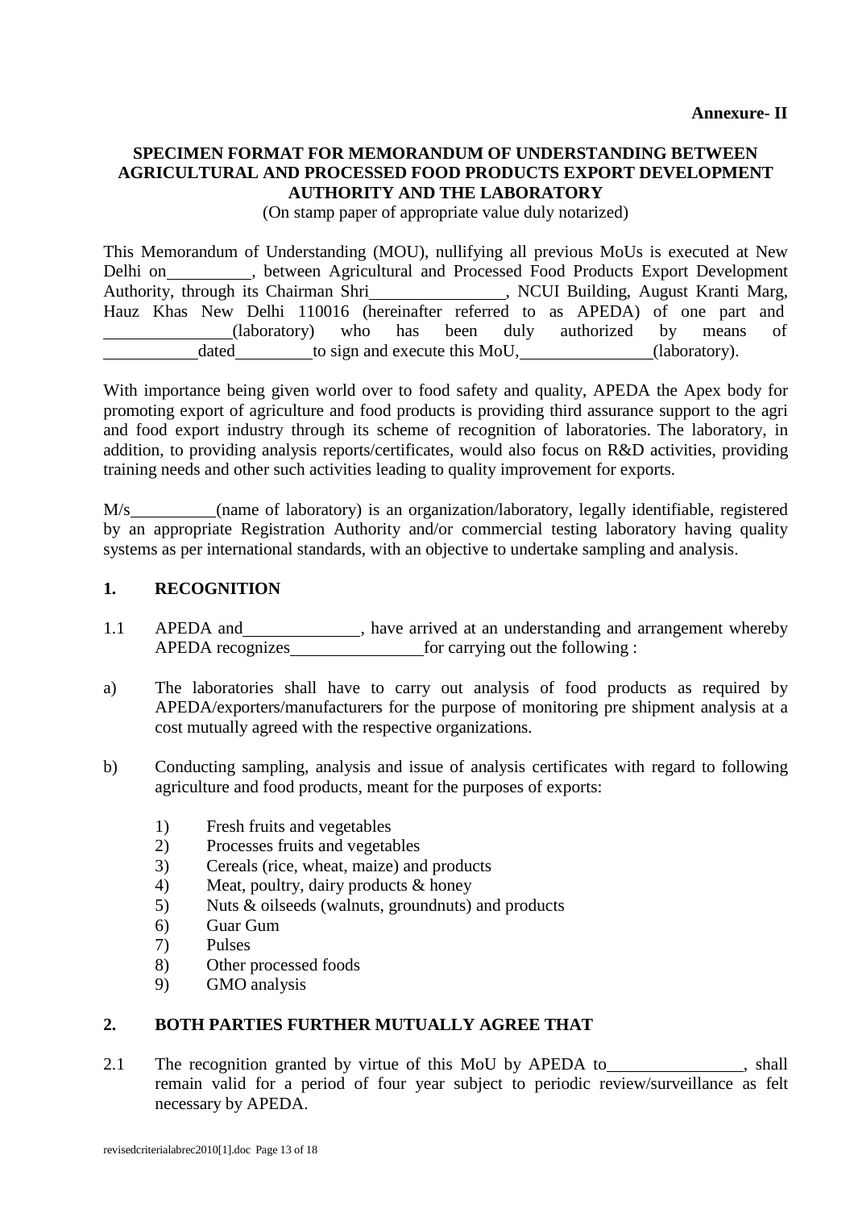**Annexure- II**

**SPECIMEN FORMAT FOR MEMORANDUM OF UNDERSTANDING BETWEEN AGRICULTURAL AND PROCESSED FOOD PRODUCTS EXPORT DEVELOPMENT AUTHORITY AND THE LABORATORY**

(On stamp paper of appropriate value duly notarized)

This Memorandum of Understanding (MOU), nullifying all previous MoUs is executed at New Delhi on\_\_\_\_\_\_\_\_\_\_, between Agricultural and Processed Food Products Export Development Authority, through its Chairman Shri\_\_\_\_\_\_\_\_\_\_\_\_\_\_\_, NCUI Building, August Kranti Marg, Hauz Khas New Delhi 110016 (hereinafter referred to as APEDA) of one part and \_\_\_\_\_\_\_\_\_\_\_\_\_\_\_(laboratory) who has been duly authorized by means of \_\_\_\_\_\_\_\_\_\_\_dated\_\_\_\_\_\_\_\_\_to sign and execute this MoU,\_\_\_\_\_\_\_\_\_\_\_\_\_\_\_\_(laboratory).

With importance being given world over to food safety and quality, APEDA the Apex body for promoting export of agriculture and food products is providing third assurance support to the agri and food export industry through its scheme of recognition of laboratories. The laboratory, in addition, to providing analysis reports/certificates, would also focus on R&D activities, providing training needs and other such activities leading to quality improvement for exports.

M/s\_\_\_\_\_\_\_\_\_\_(name of laboratory) is an organization/laboratory, legally identifiable, registered by an appropriate Registration Authority and/or commercial testing laboratory having quality systems as per international standards, with an objective to undertake sampling and analysis.

## 1. RECOGNITION

1.1 APEDA and\_\_\_\_\_\_\_\_\_\_\_\_\_\_, have arrived at an understanding and arrangement whereby APEDA recognizes\_\_\_\_\_\_\_\_\_\_\_\_\_\_\_\_\_for carrying out the following :

a) The laboratories shall have to carry out analysis of food products as required by APEDA/exporters/manufacturers for the purpose of monitoring pre shipment analysis at a cost mutually agreed with the respective organizations.

b) Conducting sampling, analysis and issue of analysis certificates with regard to following agriculture and food products, meant for the purposes of exports:

1) Fresh fruits and vegetables
2) Processes fruits and vegetables
3) Cereals (rice, wheat, maize) and products
4) Meat, poultry, dairy products & honey
5) Nuts & oilseeds (walnuts, groundnuts) and products
6) Guar Gum
7) Pulses
8) Other processed foods
9) GMO analysis

## 2. BOTH PARTIES FURTHER MUTUALLY AGREE THAT

2.1 The recognition granted by virtue of this MoU by APEDA to\_\_\_\_\_\_\_\_\_\_\_\_\_\_\_\_, shall remain valid for a period of four year subject to periodic review/surveillance as felt necessary by APEDA.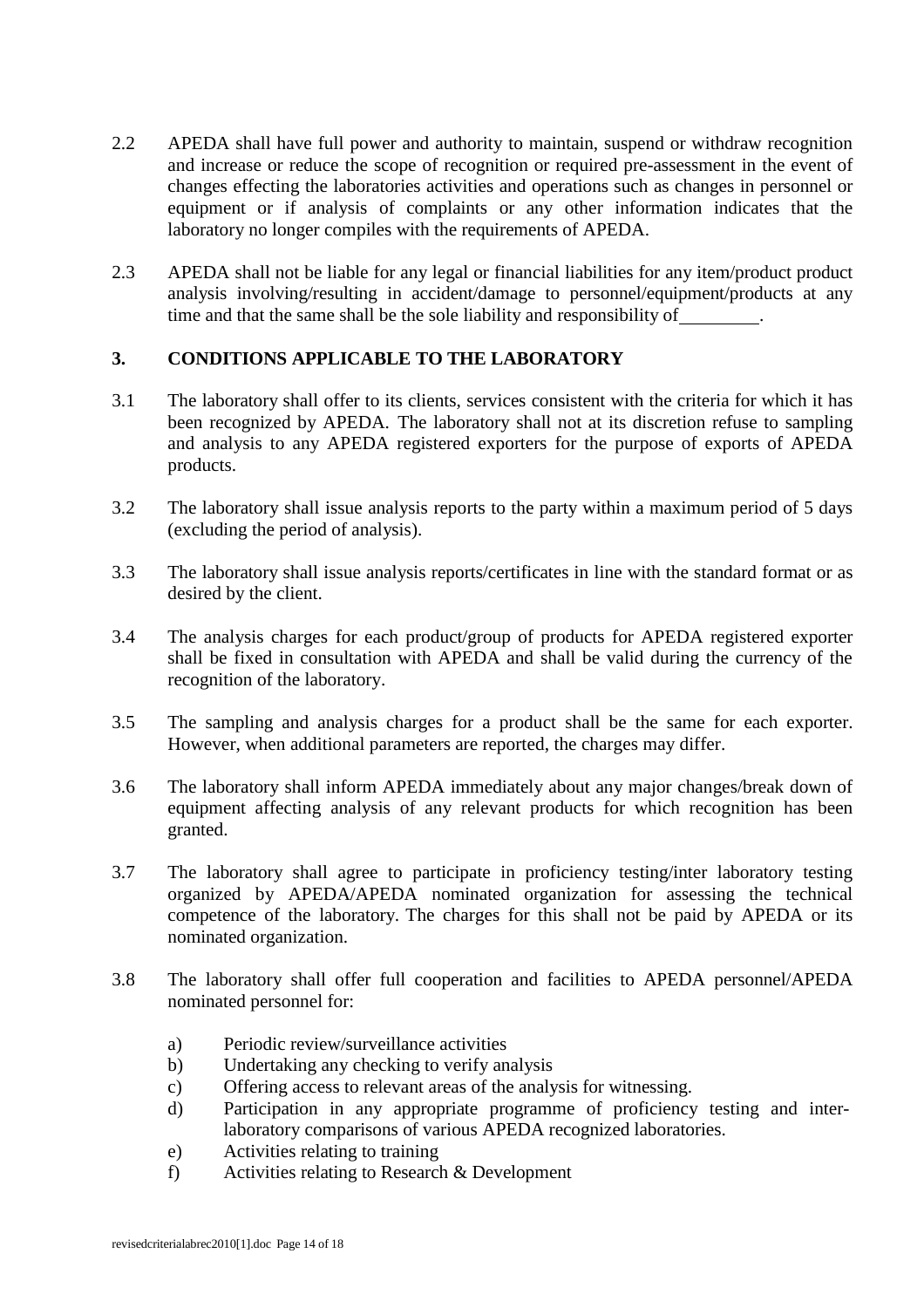2.2 APEDA shall have full power and authority to maintain, suspend or withdraw recognition and increase or reduce the scope of recognition or required pre-assessment in the event of changes effecting the laboratories activities and operations such as changes in personnel or equipment or if analysis of complaints or any other information indicates that the laboratory no longer compiles with the requirements of APEDA.

2.3 APEDA shall not be liable for any legal or financial liabilities for any item/product product analysis involving/resulting in accident/damage to personnel/equipment/products at any time and that the same shall be the sole liability and responsibility of ________.

## 3. CONDITIONS APPLICABLE TO THE LABORATORY

3.1 The laboratory shall offer to its clients, services consistent with the criteria for which it has been recognized by APEDA. The laboratory shall not at its discretion refuse to sampling and analysis to any APEDA registered exporters for the purpose of exports of APEDA products.

3.2 The laboratory shall issue analysis reports to the party within a maximum period of 5 days (excluding the period of analysis).

3.3 The laboratory shall issue analysis reports/certificates in line with the standard format or as desired by the client.

3.4 The analysis charges for each product/group of products for APEDA registered exporter shall be fixed in consultation with APEDA and shall be valid during the currency of the recognition of the laboratory.

3.5 The sampling and analysis charges for a product shall be the same for each exporter. However, when additional parameters are reported, the charges may differ.

3.6 The laboratory shall inform APEDA immediately about any major changes/break down of equipment affecting analysis of any relevant products for which recognition has been granted.

3.7 The laboratory shall agree to participate in proficiency testing/inter laboratory testing organized by APEDA/APEDA nominated organization for assessing the technical competence of the laboratory. The charges for this shall not be paid by APEDA or its nominated organization.

3.8 The laboratory shall offer full cooperation and facilities to APEDA personnel/APEDA nominated personnel for:

a) Periodic review/surveillance activities
b) Undertaking any checking to verify analysis
c) Offering access to relevant areas of the analysis for witnessing.
d) Participation in any appropriate programme of proficiency testing and inter-laboratory comparisons of various APEDA recognized laboratories.
e) Activities relating to training
f) Activities relating to Research & Development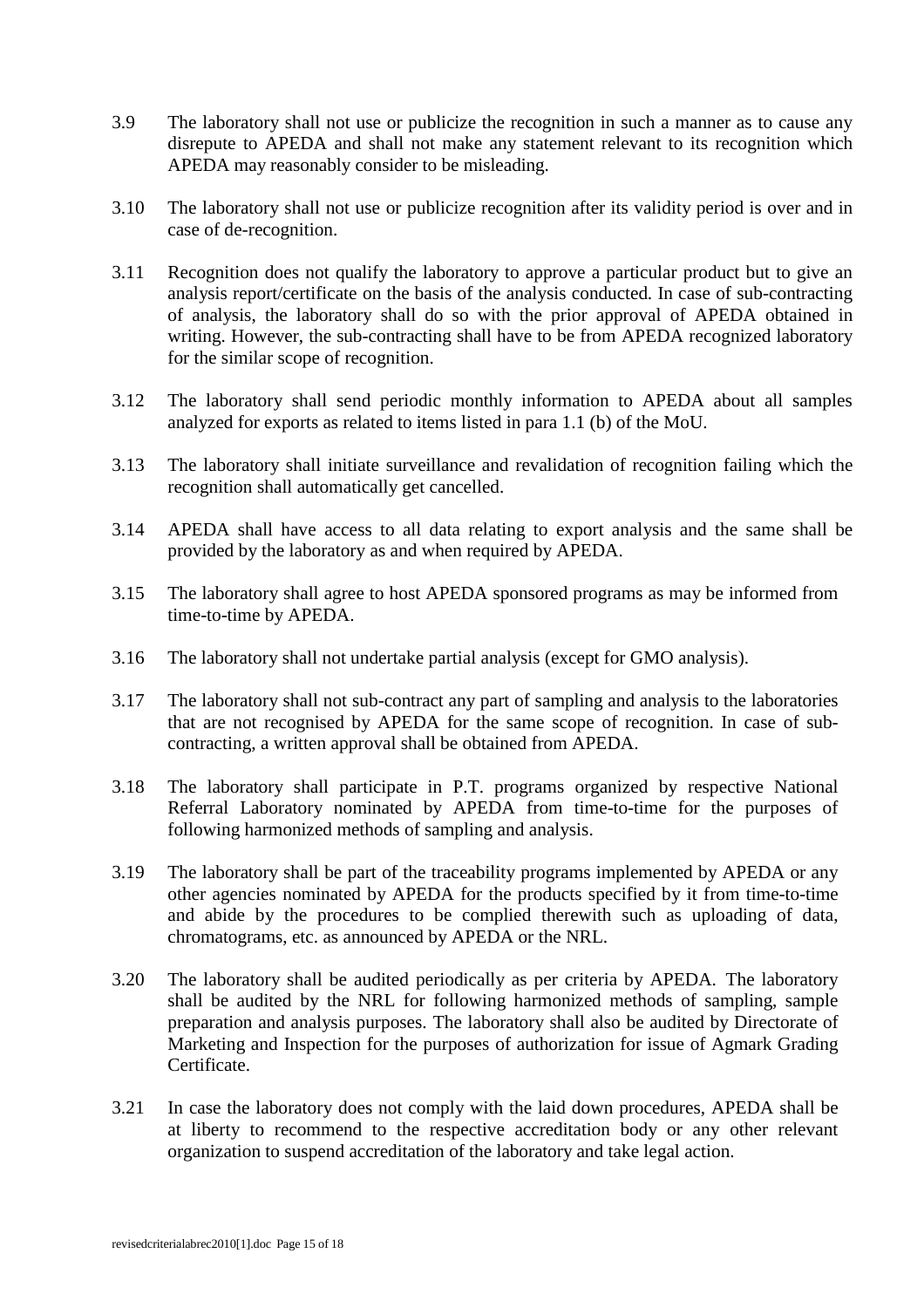3.9 The laboratory shall not use or publicize the recognition in such a manner as to cause any disrepute to APEDA and shall not make any statement relevant to its recognition which APEDA may reasonably consider to be misleading.

3.10 The laboratory shall not use or publicize recognition after its validity period is over and in case of de-recognition.

3.11 Recognition does not qualify the laboratory to approve a particular product but to give an analysis report/certificate on the basis of the analysis conducted. In case of sub-contracting of analysis, the laboratory shall do so with the prior approval of APEDA obtained in writing. However, the sub-contracting shall have to be from APEDA recognized laboratory for the similar scope of recognition.

3.12 The laboratory shall send periodic monthly information to APEDA about all samples analyzed for exports as related to items listed in para 1.1 (b) of the MoU.

3.13 The laboratory shall initiate surveillance and revalidation of recognition failing which the recognition shall automatically get cancelled.

3.14 APEDA shall have access to all data relating to export analysis and the same shall be provided by the laboratory as and when required by APEDA.

3.15 The laboratory shall agree to host APEDA sponsored programs as may be informed from time-to-time by APEDA.

3.16 The laboratory shall not undertake partial analysis (except for GMO analysis).

3.17 The laboratory shall not sub-contract any part of sampling and analysis to the laboratories that are not recognised by APEDA for the same scope of recognition. In case of sub-contracting, a written approval shall be obtained from APEDA.

3.18 The laboratory shall participate in P.T. programs organized by respective National Referral Laboratory nominated by APEDA from time-to-time for the purposes of following harmonized methods of sampling and analysis.

3.19 The laboratory shall be part of the traceability programs implemented by APEDA or any other agencies nominated by APEDA for the products specified by it from time-to-time and abide by the procedures to be complied therewith such as uploading of data, chromatograms, etc. as announced by APEDA or the NRL.

3.20 The laboratory shall be audited periodically as per criteria by APEDA. The laboratory shall be audited by the NRL for following harmonized methods of sampling, sample preparation and analysis purposes. The laboratory shall also be audited by Directorate of Marketing and Inspection for the purposes of authorization for issue of Agmark Grading Certificate.

3.21 In case the laboratory does not comply with the laid down procedures, APEDA shall be at liberty to recommend to the respective accreditation body or any other relevant organization to suspend accreditation of the laboratory and take legal action.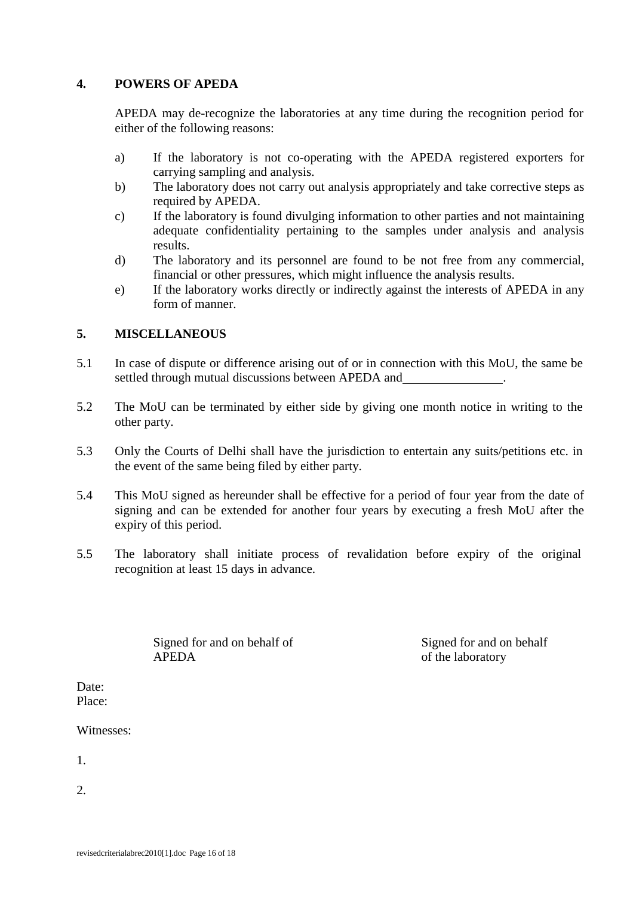## 4. POWERS OF APEDA

APEDA may de-recognize the laboratories at any time during the recognition period for either of the following reasons:

a) If the laboratory is not co-operating with the APEDA registered exporters for carrying sampling and analysis.
b) The laboratory does not carry out analysis appropriately and take corrective steps as required by APEDA.
c) If the laboratory is found divulging information to other parties and not maintaining adequate confidentiality pertaining to the samples under analysis and analysis results.
d) The laboratory and its personnel are found to be not free from any commercial, financial or other pressures, which might influence the analysis results.
e) If the laboratory works directly or indirectly against the interests of APEDA in any form of manner.

## 5. MISCELLANEOUS

5.1 In case of dispute or difference arising out of or in connection with this MoU, the same be settled through mutual discussions between APEDA and________________.

5.2 The MoU can be terminated by either side by giving one month notice in writing to the other party.

5.3 Only the Courts of Delhi shall have the jurisdiction to entertain any suits/petitions etc. in the event of the same being filed by either party.

5.4 This MoU signed as hereunder shall be effective for a period of four year from the date of signing and can be extended for another four years by executing a fresh MoU after the expiry of this period.

5.5 The laboratory shall initiate process of revalidation before expiry of the original recognition at least 15 days in advance.

Signed for and on behalf of APEDA

Signed for and on behalf of the laboratory

Date:
Place:

Witnesses:

1.

2.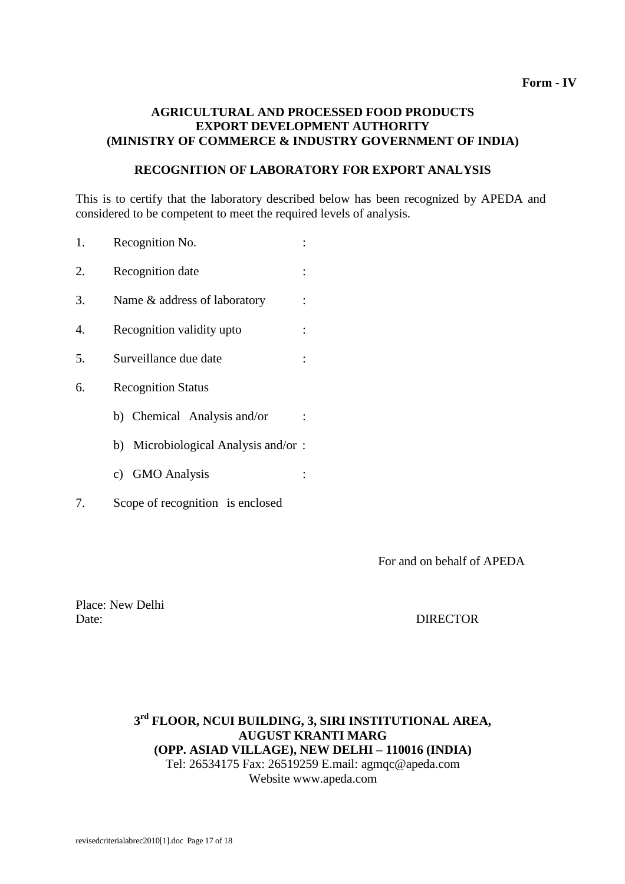**Form - IV**

**AGRICULTURAL AND PROCESSED FOOD PRODUCTS EXPORT DEVELOPMENT AUTHORITY (MINISTRY OF COMMERCE & INDUSTRY GOVERNMENT OF INDIA)**

**RECOGNITION OF LABORATORY FOR EXPORT ANALYSIS**

This is to certify that the laboratory described below has been recognized by APEDA and considered to be competent to meet the required levels of analysis.

1. Recognition No. :
2. Recognition date :
3. Name & address of laboratory :
4. Recognition validity upto :
5. Surveillance due date :
6. Recognition Status
   - b) Chemical Analysis and/or :
   - b) Microbiological Analysis and/or :
   - c) GMO Analysis :
7. Scope of recognition is enclosed

For and on behalf of APEDA

Place: New Delhi
Date:

DIRECTOR

**3rd FLOOR, NCUI BUILDING, 3, SIRI INSTITUTIONAL AREA, AUGUST KRANTI MARG (OPP. ASIAD VILLAGE), NEW DELHI – 110016 (INDIA)**
Tel: 26534175 Fax: 26519259 E.mail: agmqc@apeda.com
Website www.apeda.com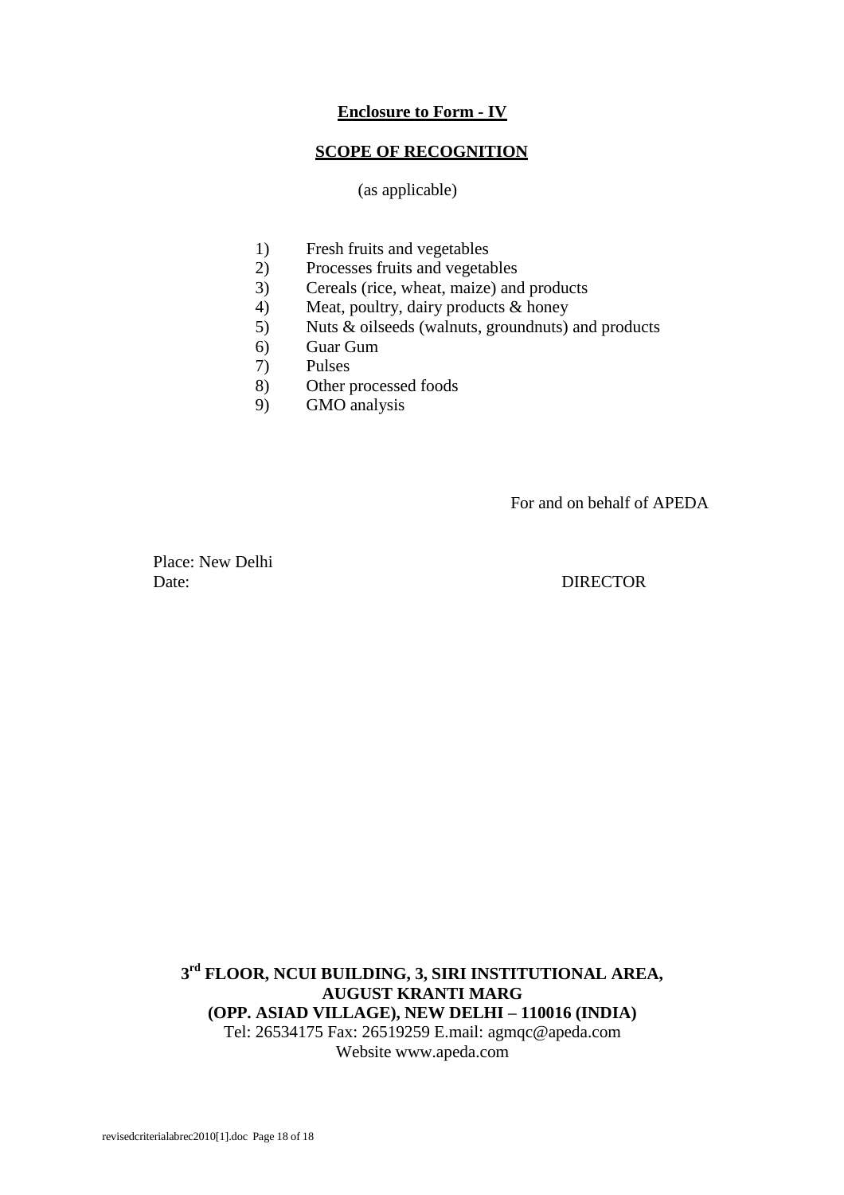**Enclosure to Form - IV**

**SCOPE OF RECOGNITION**

(as applicable)

1) Fresh fruits and vegetables
2) Processes fruits and vegetables
3) Cereals (rice, wheat, maize) and products
4) Meat, poultry, dairy products & honey
5) Nuts & oilseeds (walnuts, groundnuts) and products
6) Guar Gum
7) Pulses
8) Other processed foods
9) GMO analysis

For and on behalf of APEDA

Place: New Delhi
Date:

DIRECTOR

**3rd FLOOR, NCUI BUILDING, 3, SIRI INSTITUTIONAL AREA,**
**AUGUST KRANTI MARG**
**(OPP. ASIAD VILLAGE), NEW DELHI – 110016 (INDIA)**
Tel: 26534175 Fax: 26519259 E.mail: agmqc@apeda.com
Website www.apeda.com